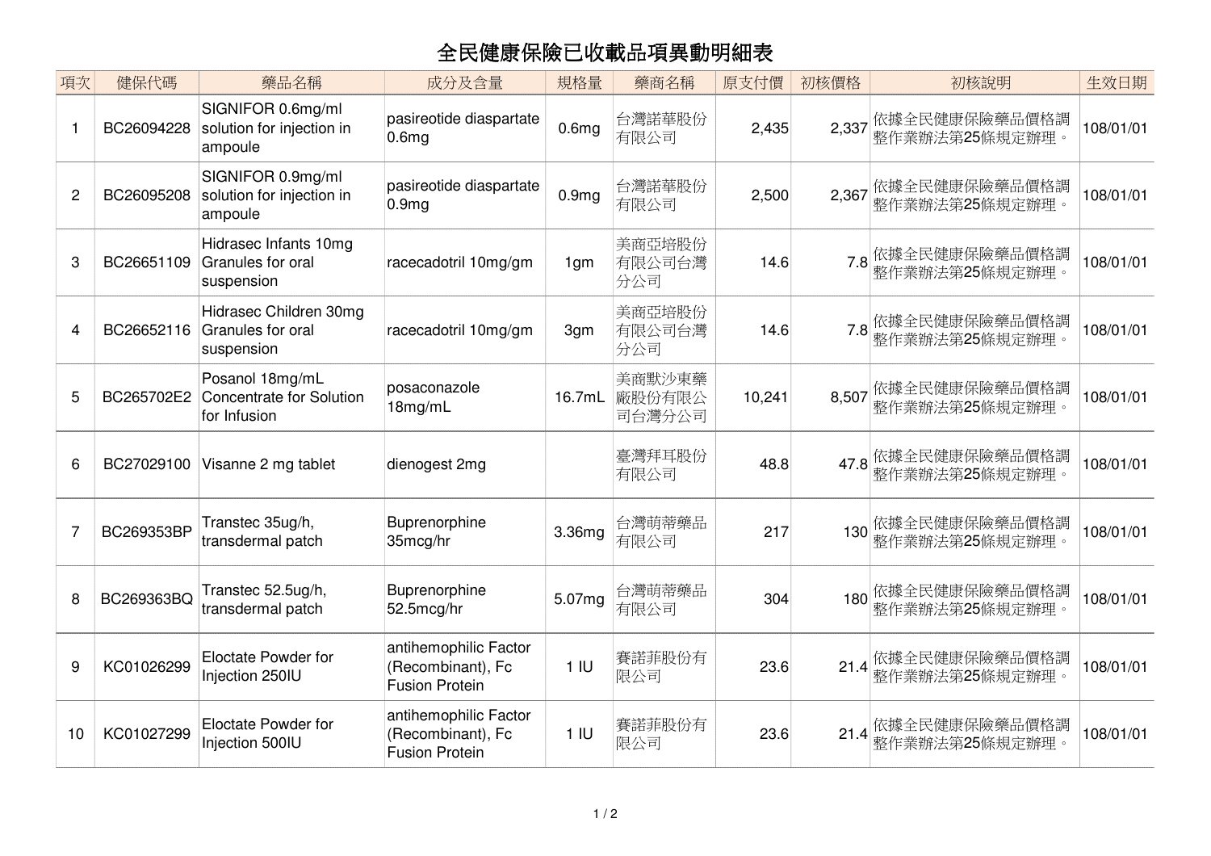# 全民健康保險已收載品項異動明細表

| 項次 | 健保代碼 | 藥品名稱 | 成分及含量 | 規格量 | 藥商名稱 | 原支付價 | 初核價格 | 初核說明 | 生效日期 |
|---|---|---|---|---|---|---|---|---|---|
| 1 | BC26094228 | SIGNIFOR 0.6mg/ml solution for injection in ampoule | pasireotide diaspartate 0.6mg | 0.6mg | 台灣諾華股份有限公司 | 2,435 | 2,337 | 依據全民健康保險藥品價格調整作業辦法第25條規定辦理。 | 108/01/01 |
| 2 | BC26095208 | SIGNIFOR 0.9mg/ml solution for injection in ampoule | pasireotide diaspartate 0.9mg | 0.9mg | 台灣諾華股份有限公司 | 2,500 | 2,367 | 依據全民健康保險藥品價格調整作業辦法第25條規定辦理。 | 108/01/01 |
| 3 | BC26651109 | Hidrasec Infants 10mg Granules for oral suspension | racecadotril 10mg/gm | 1gm | 美商亞培股份有限公司台灣分公司 | 14.6 | 7.8 | 依據全民健康保險藥品價格調整作業辦法第25條規定辦理。 | 108/01/01 |
| 4 | BC26652116 | Hidrasec Children 30mg Granules for oral suspension | racecadotril 10mg/gm | 3gm | 美商亞培股份有限公司台灣分公司 | 14.6 | 7.8 | 依據全民健康保險藥品價格調整作業辦法第25條規定辦理。 | 108/01/01 |
| 5 | BC265702E2 | Posanol 18mg/mL Concentrate for Solution for Infusion | posaconazole 18mg/mL | 16.7mL | 美商默沙東藥廠股份有限公司台灣分公司 | 10,241 | 8,507 | 依據全民健康保險藥品價格調整作業辦法第25條規定辦理。 | 108/01/01 |
| 6 | BC27029100 | Visanne 2 mg tablet | dienogest 2mg | | 臺灣拜耳股份有限公司 | 48.8 | 47.8 | 依據全民健康保險藥品價格調整作業辦法第25條規定辦理。 | 108/01/01 |
| 7 | BC269353BP | Transtec 35ug/h, transdermal patch | Buprenorphine 35mcg/hr | 3.36mg | 台灣萌蒂藥品有限公司 | 217 | 130 | 依據全民健康保險藥品價格調整作業辦法第25條規定辦理。 | 108/01/01 |
| 8 | BC269363BQ | Transtec 52.5ug/h, transdermal patch | Buprenorphine 52.5mcg/hr | 5.07mg | 台灣萌蒂藥品有限公司 | 304 | 180 | 依據全民健康保險藥品價格調整作業辦法第25條規定辦理。 | 108/01/01 |
| 9 | KC01026299 | Eloctate Powder for Injection 250IU | antihemophilic Factor (Recombinant), Fc Fusion Protein | 1 IU | 賽諾菲股份有限公司 | 23.6 | 21.4 | 依據全民健康保險藥品價格調整作業辦法第25條規定辦理。 | 108/01/01 |
| 10 | KC01027299 | Eloctate Powder for Injection 500IU | antihemophilic Factor (Recombinant), Fc Fusion Protein | 1 IU | 賽諾菲股份有限公司 | 23.6 | 21.4 | 依據全民健康保險藥品價格調整作業辦法第25條規定辦理。 | 108/01/01 |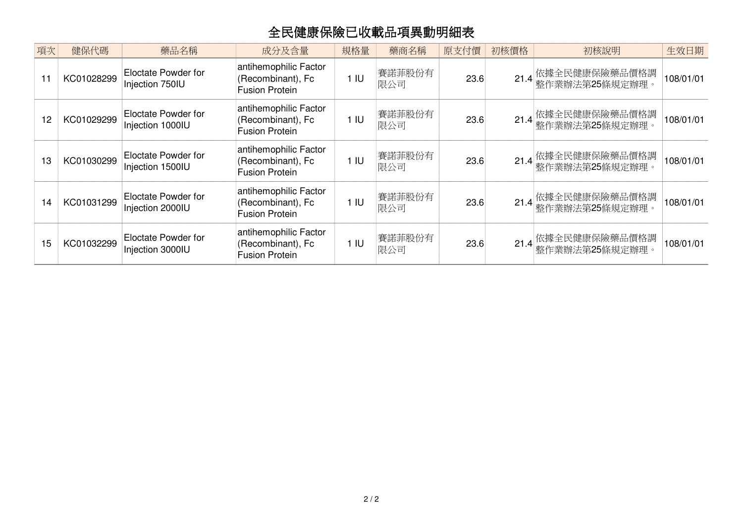# 全民健康保險已收載品項異動明細表

| 項次 | 健保代碼 | 藥品名稱 | 成分及含量 | 規格量 | 藥商名稱 | 原支付價 | 初核價格 | 初核說明 | 生效日期 |
|---|---|---|---|---|---|---|---|---|---|
| 11 | KC01028299 | Eloctate Powder for Injection 750IU | antihemophilic Factor (Recombinant), Fc Fusion Protein | 1 IU | 賽諾菲股份有限公司 | 23.6 | 21.4 | 依據全民健康保險藥品價格調整作業辦法第25條規定辦理。 | 108/01/01 |
| 12 | KC01029299 | Eloctate Powder for Injection 1000IU | antihemophilic Factor (Recombinant), Fc Fusion Protein | 1 IU | 賽諾菲股份有限公司 | 23.6 | 21.4 | 依據全民健康保險藥品價格調整作業辦法第25條規定辦理。 | 108/01/01 |
| 13 | KC01030299 | Eloctate Powder for Injection 1500IU | antihemophilic Factor (Recombinant), Fc Fusion Protein | 1 IU | 賽諾菲股份有限公司 | 23.6 | 21.4 | 依據全民健康保險藥品價格調整作業辦法第25條規定辦理。 | 108/01/01 |
| 14 | KC01031299 | Eloctate Powder for Injection 2000IU | antihemophilic Factor (Recombinant), Fc Fusion Protein | 1 IU | 賽諾菲股份有限公司 | 23.6 | 21.4 | 依據全民健康保險藥品價格調整作業辦法第25條規定辦理。 | 108/01/01 |
| 15 | KC01032299 | Eloctate Powder for Injection 3000IU | antihemophilic Factor (Recombinant), Fc Fusion Protein | 1 IU | 賽諾菲股份有限公司 | 23.6 | 21.4 | 依據全民健康保險藥品價格調整作業辦法第25條規定辦理。 | 108/01/01 |